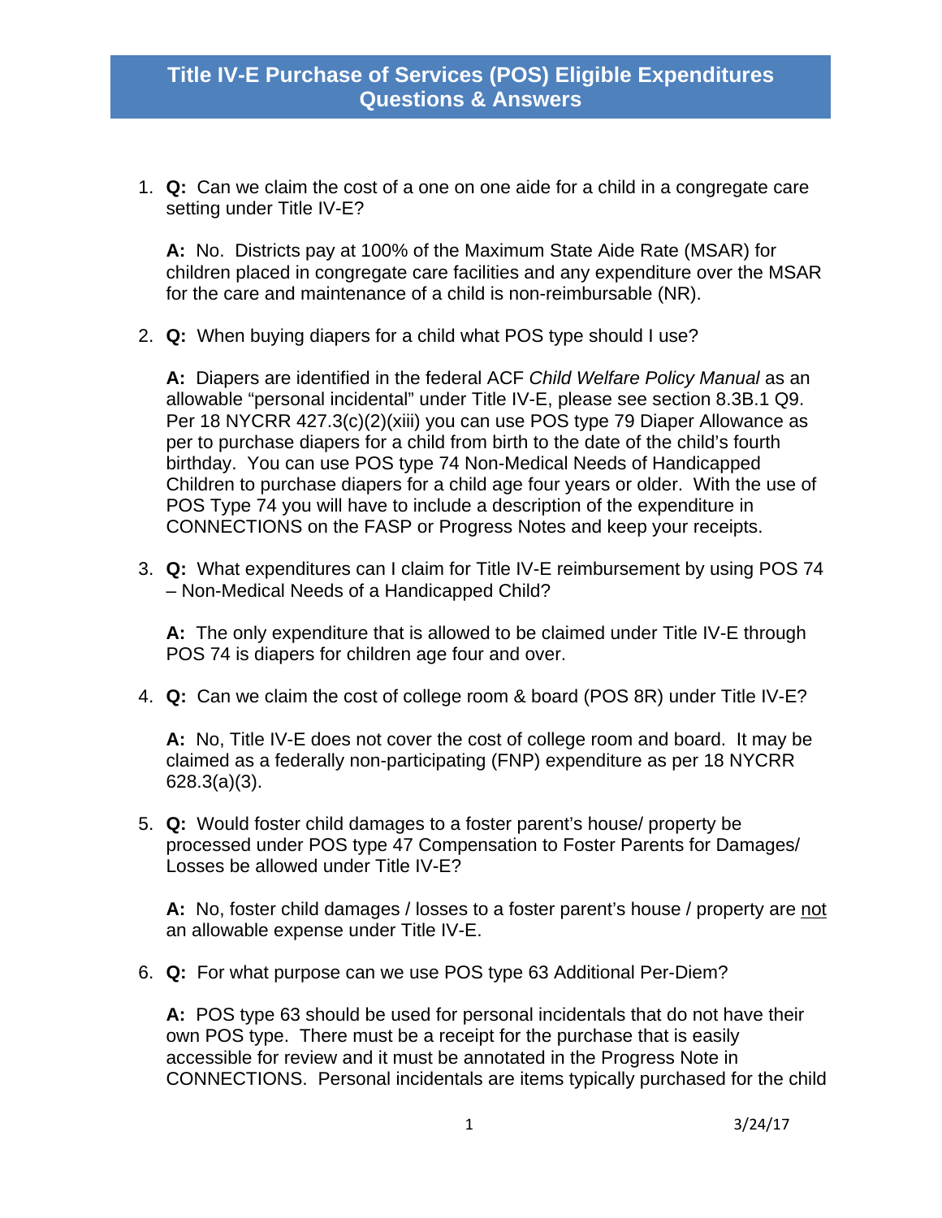# Title IV-E Purchase of Services (POS) Eligible Expenditures Questions & Answers

1. **Q:** Can we claim the cost of a one on one aide for a child in a congregate care setting under Title IV-E?

   **A:** No. Districts pay at 100% of the Maximum State Aide Rate (MSAR) for children placed in congregate care facilities and any expenditure over the MSAR for the care and maintenance of a child is non-reimbursable (NR).

2. **Q:** When buying diapers for a child what POS type should I use?

   **A:** Diapers are identified in the federal ACF *Child Welfare Policy Manual* as an allowable "personal incidental" under Title IV-E, please see section 8.3B.1 Q9. Per 18 NYCRR 427.3(c)(2)(xiii) you can use POS type 79 Diaper Allowance as per to purchase diapers for a child from birth to the date of the child's fourth birthday. You can use POS type 74 Non-Medical Needs of Handicapped Children to purchase diapers for a child age four years or older. With the use of POS Type 74 you will have to include a description of the expenditure in CONNECTIONS on the FASP or Progress Notes and keep your receipts.

3. **Q:** What expenditures can I claim for Title IV-E reimbursement by using POS 74 – Non-Medical Needs of a Handicapped Child?

   **A:** The only expenditure that is allowed to be claimed under Title IV-E through POS 74 is diapers for children age four and over.

4. **Q:** Can we claim the cost of college room & board (POS 8R) under Title IV-E?

   **A:** No, Title IV-E does not cover the cost of college room and board. It may be claimed as a federally non-participating (FNP) expenditure as per 18 NYCRR 628.3(a)(3).

5. **Q:** Would foster child damages to a foster parent's house/ property be processed under POS type 47 Compensation to Foster Parents for Damages/ Losses be allowed under Title IV-E?

   **A:** No, foster child damages / losses to a foster parent's house / property are <u>not</u> an allowable expense under Title IV-E.

6. **Q:** For what purpose can we use POS type 63 Additional Per-Diem?

   **A:** POS type 63 should be used for personal incidentals that do not have their own POS type. There must be a receipt for the purchase that is easily accessible for review and it must be annotated in the Progress Note in CONNECTIONS. Personal incidentals are items typically purchased for the child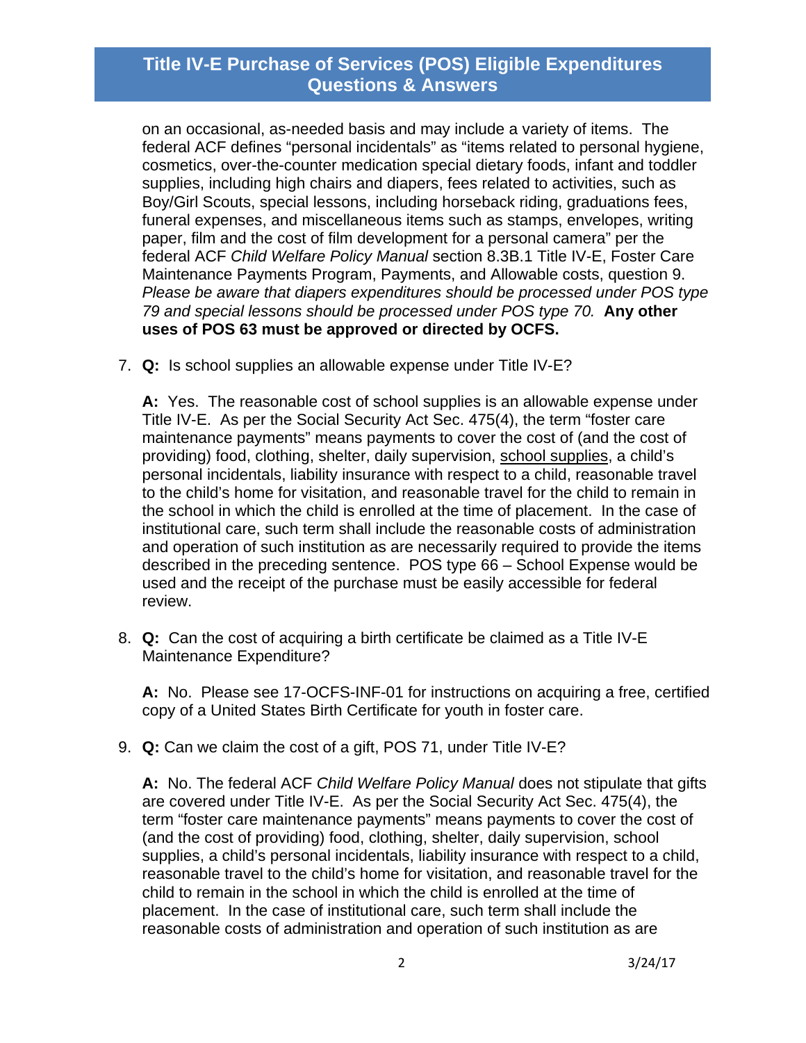on an occasional, as-needed basis and may include a variety of items. The federal ACF defines "personal incidentals" as "items related to personal hygiene, cosmetics, over-the-counter medication special dietary foods, infant and toddler supplies, including high chairs and diapers, fees related to activities, such as Boy/Girl Scouts, special lessons, including horseback riding, graduations fees, funeral expenses, and miscellaneous items such as stamps, envelopes, writing paper, film and the cost of film development for a personal camera" per the federal ACF *Child Welfare Policy Manual* section 8.3B.1 Title IV-E, Foster Care Maintenance Payments Program, Payments, and Allowable costs, question 9. *Please be aware that diapers expenditures should be processed under POS type 79 and special lessons should be processed under POS type 70.* **Any other uses of POS 63 must be approved or directed by OCFS.**

7. **Q:** Is school supplies an allowable expense under Title IV-E?

   **A:** Yes. The reasonable cost of school supplies is an allowable expense under Title IV-E. As per the Social Security Act Sec. 475(4), the term "foster care maintenance payments" means payments to cover the cost of (and the cost of providing) food, clothing, shelter, daily supervision, <u>school supplies</u>, a child's personal incidentals, liability insurance with respect to a child, reasonable travel to the child's home for visitation, and reasonable travel for the child to remain in the school in which the child is enrolled at the time of placement. In the case of institutional care, such term shall include the reasonable costs of administration and operation of such institution as are necessarily required to provide the items described in the preceding sentence. POS type 66 – School Expense would be used and the receipt of the purchase must be easily accessible for federal review.

8. **Q:** Can the cost of acquiring a birth certificate be claimed as a Title IV-E Maintenance Expenditure?

   **A:** No. Please see 17-OCFS-INF-01 for instructions on acquiring a free, certified copy of a United States Birth Certificate for youth in foster care.

9. **Q:** Can we claim the cost of a gift, POS 71, under Title IV-E?

   **A:** No. The federal ACF *Child Welfare Policy Manual* does not stipulate that gifts are covered under Title IV-E. As per the Social Security Act Sec. 475(4), the term "foster care maintenance payments" means payments to cover the cost of (and the cost of providing) food, clothing, shelter, daily supervision, school supplies, a child's personal incidentals, liability insurance with respect to a child, reasonable travel to the child's home for visitation, and reasonable travel for the child to remain in the school in which the child is enrolled at the time of placement. In the case of institutional care, such term shall include the reasonable costs of administration and operation of such institution as are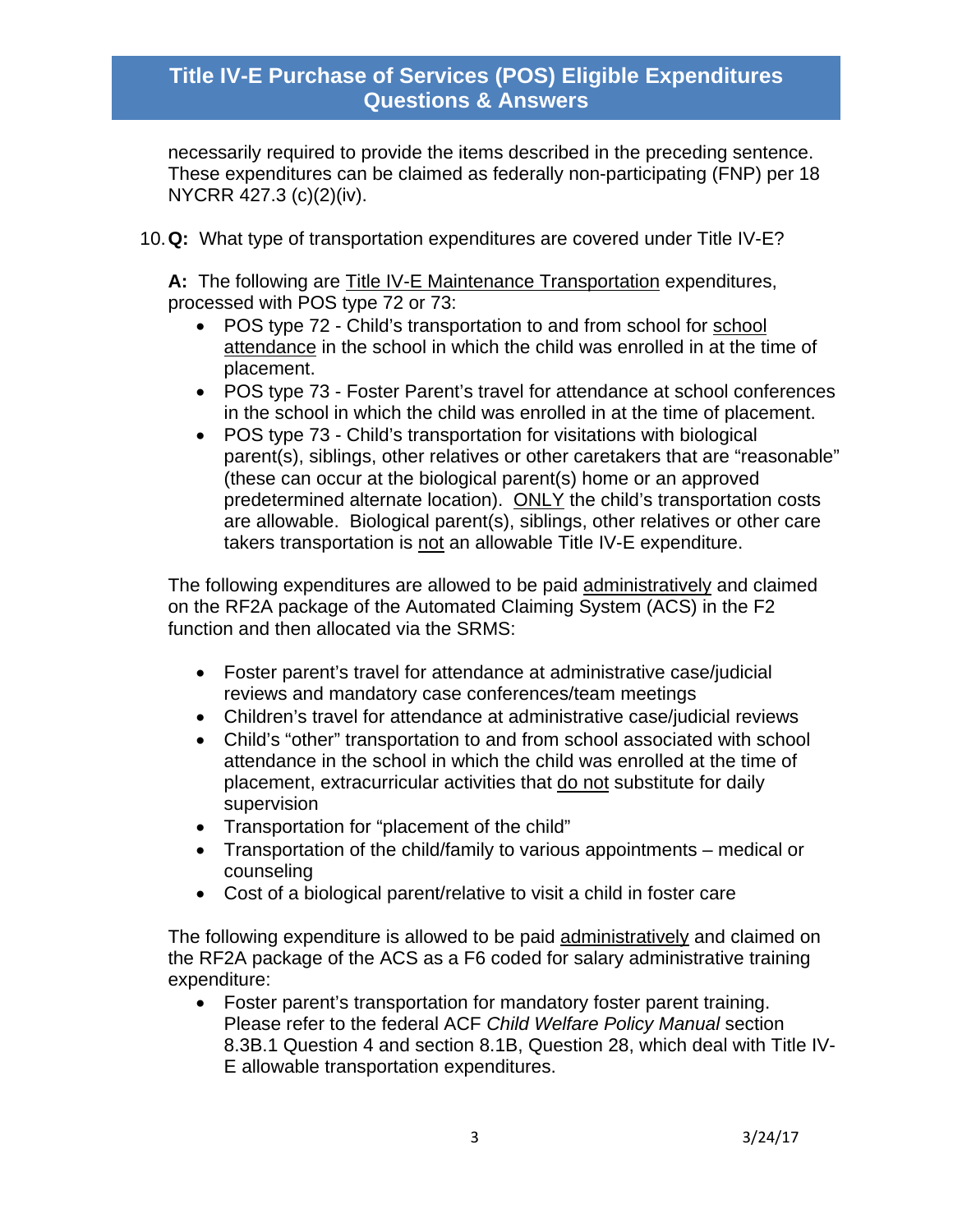necessarily required to provide the items described in the preceding sentence. These expenditures can be claimed as federally non-participating (FNP) per 18 NYCRR 427.3 (c)(2)(iv).

10. **Q:** What type of transportation expenditures are covered under Title IV-E?

**A:** The following are Title IV-E Maintenance Transportation expenditures, processed with POS type 72 or 73:

- POS type 72 - Child's transportation to and from school for school attendance in the school in which the child was enrolled in at the time of placement.
- POS type 73 - Foster Parent's travel for attendance at school conferences in the school in which the child was enrolled in at the time of placement.
- POS type 73 - Child's transportation for visitations with biological parent(s), siblings, other relatives or other caretakers that are "reasonable" (these can occur at the biological parent(s) home or an approved predetermined alternate location). ONLY the child's transportation costs are allowable. Biological parent(s), siblings, other relatives or other care takers transportation is not an allowable Title IV-E expenditure.

The following expenditures are allowed to be paid administratively and claimed on the RF2A package of the Automated Claiming System (ACS) in the F2 function and then allocated via the SRMS:

- Foster parent's travel for attendance at administrative case/judicial reviews and mandatory case conferences/team meetings
- Children's travel for attendance at administrative case/judicial reviews
- Child's "other" transportation to and from school associated with school attendance in the school in which the child was enrolled at the time of placement, extracurricular activities that do not substitute for daily supervision
- Transportation for "placement of the child"
- Transportation of the child/family to various appointments – medical or counseling
- Cost of a biological parent/relative to visit a child in foster care

The following expenditure is allowed to be paid administratively and claimed on the RF2A package of the ACS as a F6 coded for salary administrative training expenditure:

- Foster parent's transportation for mandatory foster parent training. Please refer to the federal ACF *Child Welfare Policy Manual* section 8.3B.1 Question 4 and section 8.1B, Question 28, which deal with Title IV-E allowable transportation expenditures.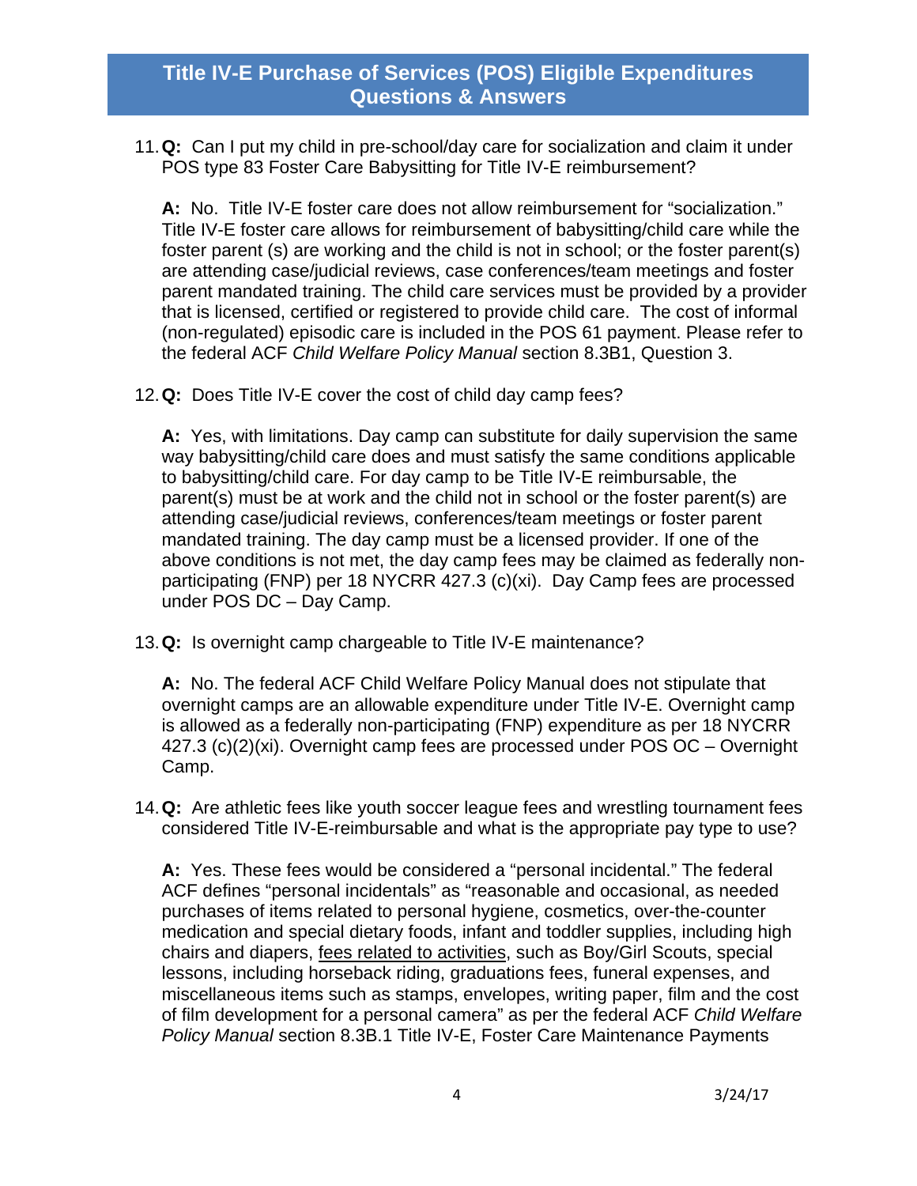# Title IV-E Purchase of Services (POS) Eligible Expenditures Questions & Answers

11. **Q:** Can I put my child in pre-school/day care for socialization and claim it under POS type 83 Foster Care Babysitting for Title IV-E reimbursement?

    **A:** No. Title IV-E foster care does not allow reimbursement for "socialization." Title IV-E foster care allows for reimbursement of babysitting/child care while the foster parent (s) are working and the child is not in school; or the foster parent(s) are attending case/judicial reviews, case conferences/team meetings and foster parent mandated training. The child care services must be provided by a provider that is licensed, certified or registered to provide child care. The cost of informal (non-regulated) episodic care is included in the POS 61 payment. Please refer to the federal ACF *Child Welfare Policy Manual* section 8.3B1, Question 3.

12. **Q:** Does Title IV-E cover the cost of child day camp fees?

    **A:** Yes, with limitations. Day camp can substitute for daily supervision the same way babysitting/child care does and must satisfy the same conditions applicable to babysitting/child care. For day camp to be Title IV-E reimbursable, the parent(s) must be at work and the child not in school or the foster parent(s) are attending case/judicial reviews, conferences/team meetings or foster parent mandated training. The day camp must be a licensed provider. If one of the above conditions is not met, the day camp fees may be claimed as federally non-participating (FNP) per 18 NYCRR 427.3 (c)(xi). Day Camp fees are processed under POS DC – Day Camp.

13. **Q:** Is overnight camp chargeable to Title IV-E maintenance?

    **A:** No. The federal ACF Child Welfare Policy Manual does not stipulate that overnight camps are an allowable expenditure under Title IV-E. Overnight camp is allowed as a federally non-participating (FNP) expenditure as per 18 NYCRR 427.3 (c)(2)(xi). Overnight camp fees are processed under POS OC – Overnight Camp.

14. **Q:** Are athletic fees like youth soccer league fees and wrestling tournament fees considered Title IV-E-reimbursable and what is the appropriate pay type to use?

    **A:** Yes. These fees would be considered a "personal incidental." The federal ACF defines "personal incidentals" as "reasonable and occasional, as needed purchases of items related to personal hygiene, cosmetics, over-the-counter medication and special dietary foods, infant and toddler supplies, including high chairs and diapers, <u>fees related to activities</u>, such as Boy/Girl Scouts, special lessons, including horseback riding, graduations fees, funeral expenses, and miscellaneous items such as stamps, envelopes, writing paper, film and the cost of film development for a personal camera" as per the federal ACF *Child Welfare Policy Manual* section 8.3B.1 Title IV-E, Foster Care Maintenance Payments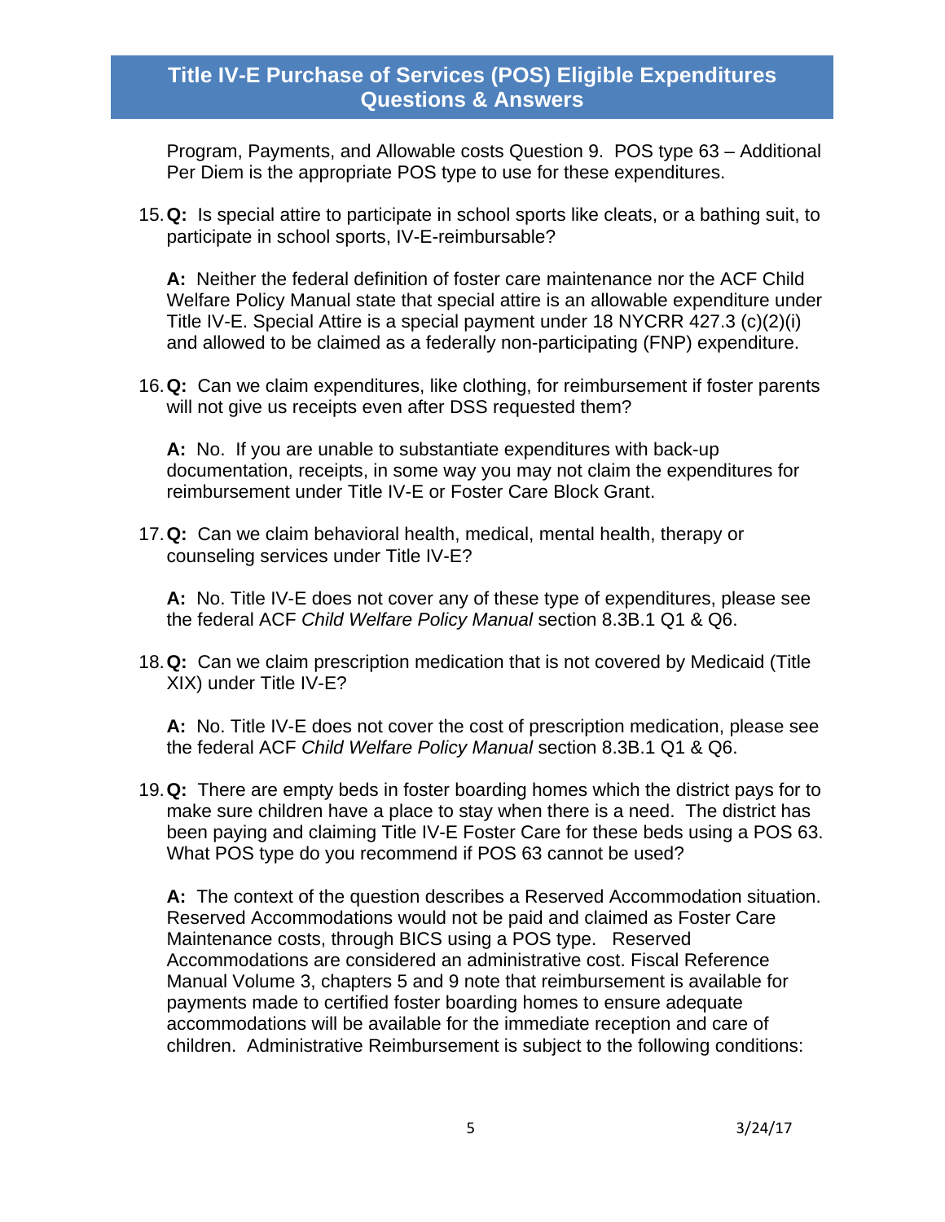Program, Payments, and Allowable costs Question 9. POS type 63 – Additional Per Diem is the appropriate POS type to use for these expenditures.

15. **Q:** Is special attire to participate in school sports like cleats, or a bathing suit, to participate in school sports, IV-E-reimbursable?

    **A:** Neither the federal definition of foster care maintenance nor the ACF Child Welfare Policy Manual state that special attire is an allowable expenditure under Title IV-E. Special Attire is a special payment under 18 NYCRR 427.3 (c)(2)(i) and allowed to be claimed as a federally non-participating (FNP) expenditure.

16. **Q:** Can we claim expenditures, like clothing, for reimbursement if foster parents will not give us receipts even after DSS requested them?

    **A:** No. If you are unable to substantiate expenditures with back-up documentation, receipts, in some way you may not claim the expenditures for reimbursement under Title IV-E or Foster Care Block Grant.

17. **Q:** Can we claim behavioral health, medical, mental health, therapy or counseling services under Title IV-E?

    **A:** No. Title IV-E does not cover any of these type of expenditures, please see the federal ACF *Child Welfare Policy Manual* section 8.3B.1 Q1 & Q6.

18. **Q:** Can we claim prescription medication that is not covered by Medicaid (Title XIX) under Title IV-E?

    **A:** No. Title IV-E does not cover the cost of prescription medication, please see the federal ACF *Child Welfare Policy Manual* section 8.3B.1 Q1 & Q6.

19. **Q:** There are empty beds in foster boarding homes which the district pays for to make sure children have a place to stay when there is a need. The district has been paying and claiming Title IV-E Foster Care for these beds using a POS 63. What POS type do you recommend if POS 63 cannot be used?

    **A:** The context of the question describes a Reserved Accommodation situation. Reserved Accommodations would not be paid and claimed as Foster Care Maintenance costs, through BICS using a POS type. Reserved Accommodations are considered an administrative cost. Fiscal Reference Manual Volume 3, chapters 5 and 9 note that reimbursement is available for payments made to certified foster boarding homes to ensure adequate accommodations will be available for the immediate reception and care of children. Administrative Reimbursement is subject to the following conditions: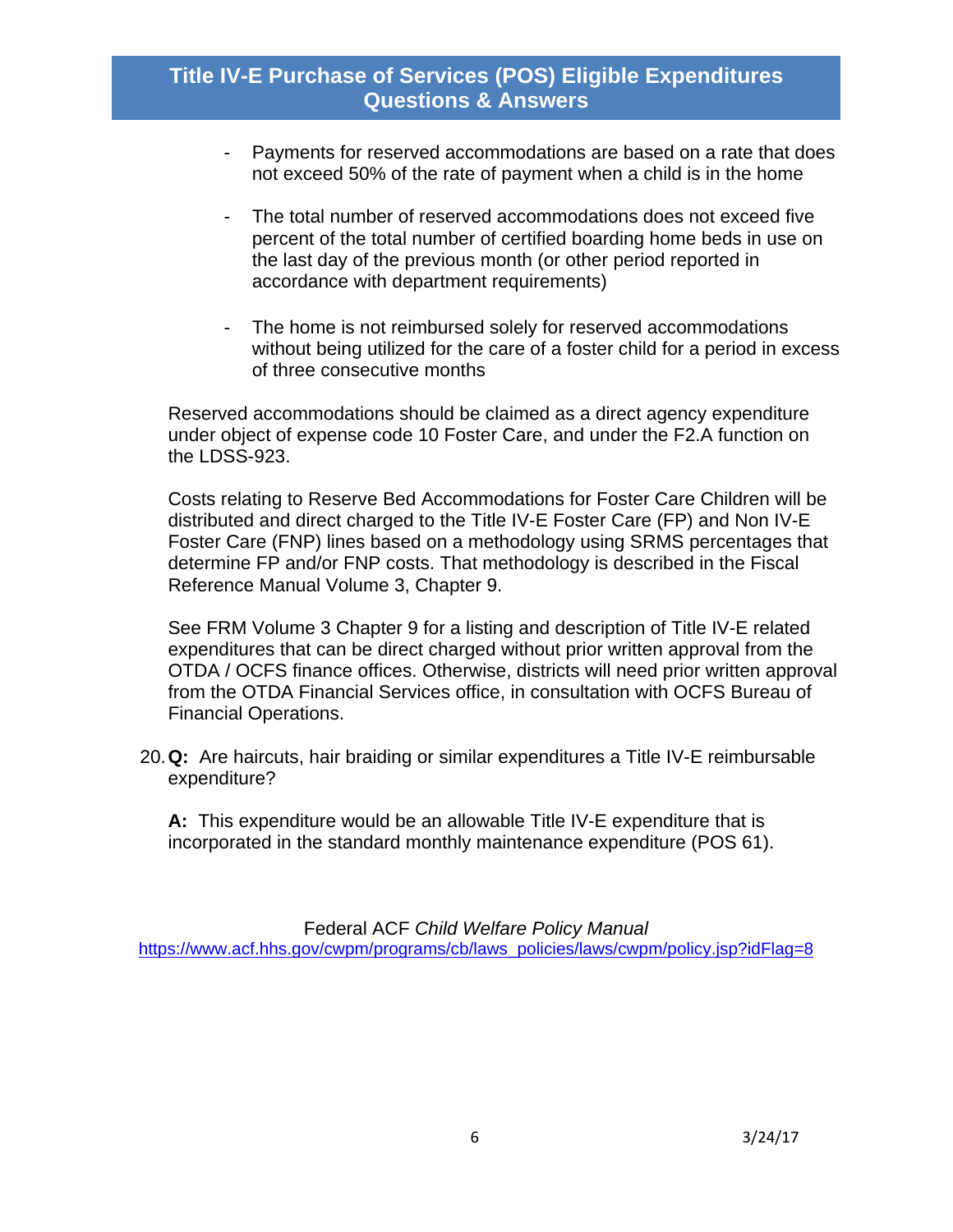- Payments for reserved accommodations are based on a rate that does not exceed 50% of the rate of payment when a child is in the home

- The total number of reserved accommodations does not exceed five percent of the total number of certified boarding home beds in use on the last day of the previous month (or other period reported in accordance with department requirements)

- The home is not reimbursed solely for reserved accommodations without being utilized for the care of a foster child for a period in excess of three consecutive months

Reserved accommodations should be claimed as a direct agency expenditure under object of expense code 10 Foster Care, and under the F2.A function on the LDSS-923.

Costs relating to Reserve Bed Accommodations for Foster Care Children will be distributed and direct charged to the Title IV-E Foster Care (FP) and Non IV-E Foster Care (FNP) lines based on a methodology using SRMS percentages that determine FP and/or FNP costs. That methodology is described in the Fiscal Reference Manual Volume 3, Chapter 9.

See FRM Volume 3 Chapter 9 for a listing and description of Title IV-E related expenditures that can be direct charged without prior written approval from the OTDA / OCFS finance offices. Otherwise, districts will need prior written approval from the OTDA Financial Services office, in consultation with OCFS Bureau of Financial Operations.

20. **Q:** Are haircuts, hair braiding or similar expenditures a Title IV-E reimbursable expenditure?

    **A:** This expenditure would be an allowable Title IV-E expenditure that is incorporated in the standard monthly maintenance expenditure (POS 61).

Federal ACF *Child Welfare Policy Manual*
https://www.acf.hhs.gov/cwpm/programs/cb/laws_policies/laws/cwpm/policy.jsp?idFlag=8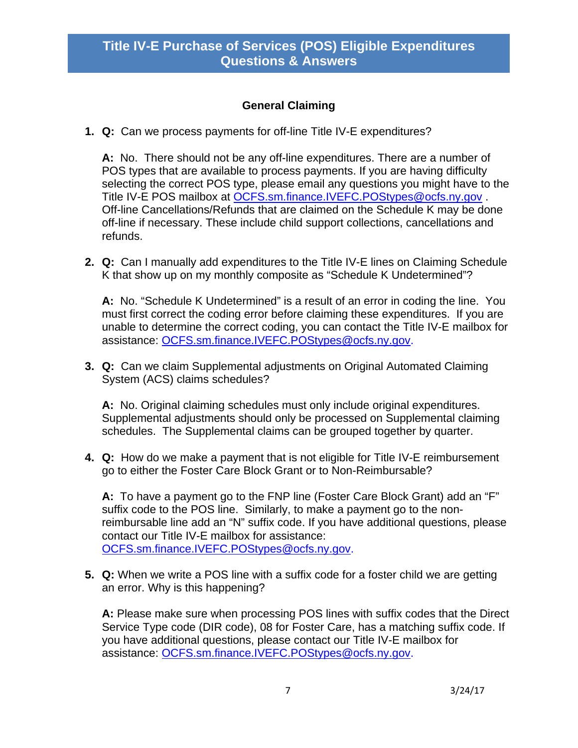# Title IV-E Purchase of Services (POS) Eligible Expenditures Questions & Answers

## General Claiming

1. **Q:** Can we process payments for off-line Title IV-E expenditures?

   **A:** No. There should not be any off-line expenditures. There are a number of POS types that are available to process payments. If you are having difficulty selecting the correct POS type, please email any questions you might have to the Title IV-E POS mailbox at OCFS.sm.finance.IVEFC.POStypes@ocfs.ny.gov . Off-line Cancellations/Refunds that are claimed on the Schedule K may be done off-line if necessary. These include child support collections, cancellations and refunds.

2. **Q:** Can I manually add expenditures to the Title IV-E lines on Claiming Schedule K that show up on my monthly composite as “Schedule K Undetermined”?

   **A:** No. “Schedule K Undetermined” is a result of an error in coding the line. You must first correct the coding error before claiming these expenditures. If you are unable to determine the correct coding, you can contact the Title IV-E mailbox for assistance: OCFS.sm.finance.IVEFC.POStypes@ocfs.ny.gov.

3. **Q:** Can we claim Supplemental adjustments on Original Automated Claiming System (ACS) claims schedules?

   **A:** No. Original claiming schedules must only include original expenditures. Supplemental adjustments should only be processed on Supplemental claiming schedules. The Supplemental claims can be grouped together by quarter.

4. **Q:** How do we make a payment that is not eligible for Title IV-E reimbursement go to either the Foster Care Block Grant or to Non-Reimbursable?

   **A:** To have a payment go to the FNP line (Foster Care Block Grant) add an “F” suffix code to the POS line. Similarly, to make a payment go to the non-reimbursable line add an “N” suffix code. If you have additional questions, please contact our Title IV-E mailbox for assistance: OCFS.sm.finance.IVEFC.POStypes@ocfs.ny.gov.

5. **Q:** When we write a POS line with a suffix code for a foster child we are getting an error. Why is this happening?

   **A:** Please make sure when processing POS lines with suffix codes that the Direct Service Type code (DIR code), 08 for Foster Care, has a matching suffix code. If you have additional questions, please contact our Title IV-E mailbox for assistance: OCFS.sm.finance.IVEFC.POStypes@ocfs.ny.gov.